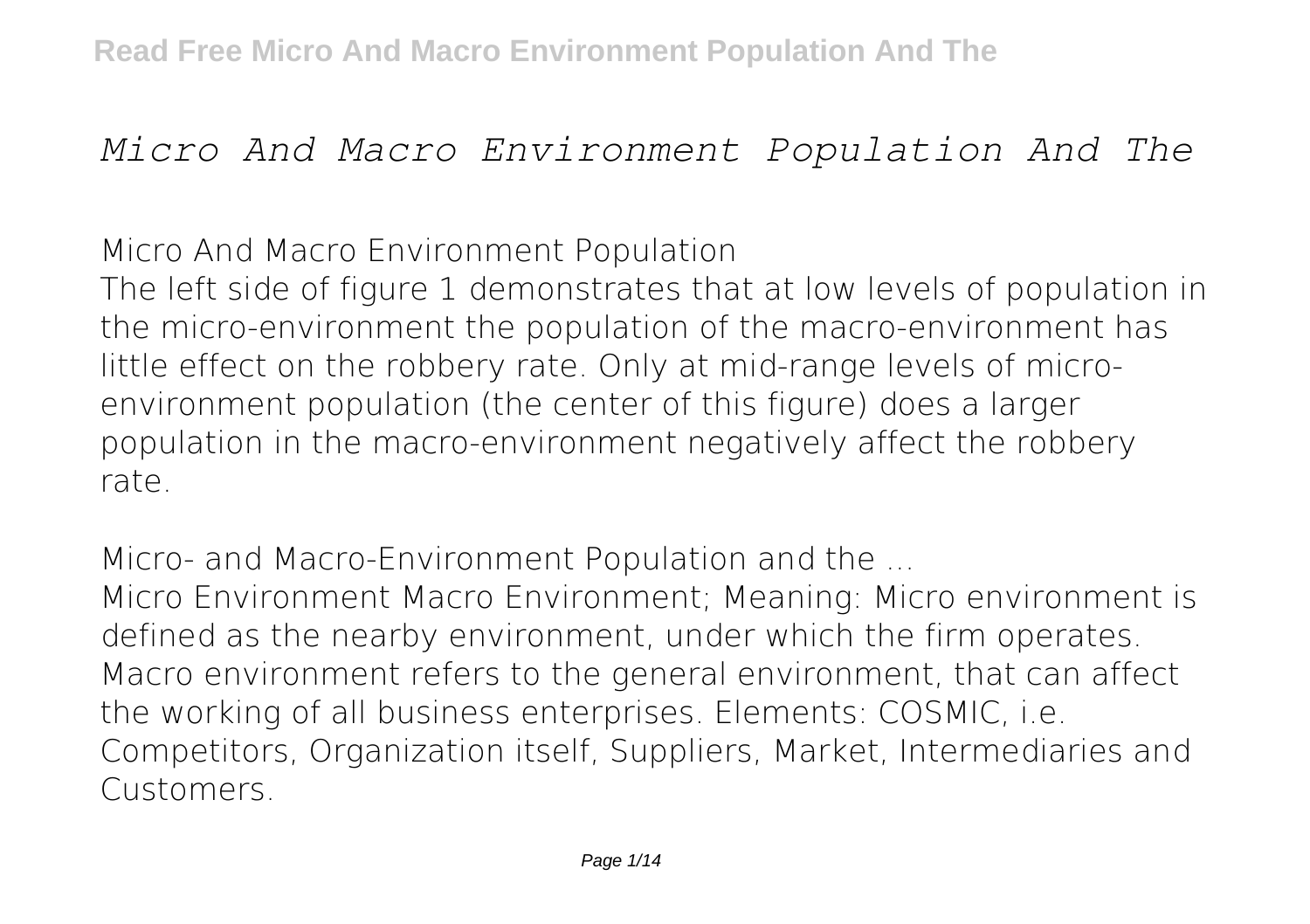# *Micro And Macro Environment Population And The*

**Micro And Macro Environment Population**

The left side of figure 1 demonstrates that at low levels of population in the micro-environment the population of the macro-environment has little effect on the robbery rate. Only at mid-range levels of micro-environment population (the center of this figure) does a larger population in the macro-environment negatively affect the robbery rate.

**Micro- and Macro-Environment Population and the ...**

Micro Environment Macro Environment; Meaning: Micro environment is defined as the nearby environment, under which the firm operates. Macro environment refers to the general environment, that can affect the working of all business enterprises. Elements: COSMIC, i.e. Competitors, Organization itself, Suppliers, Market, Intermediaries and Customers.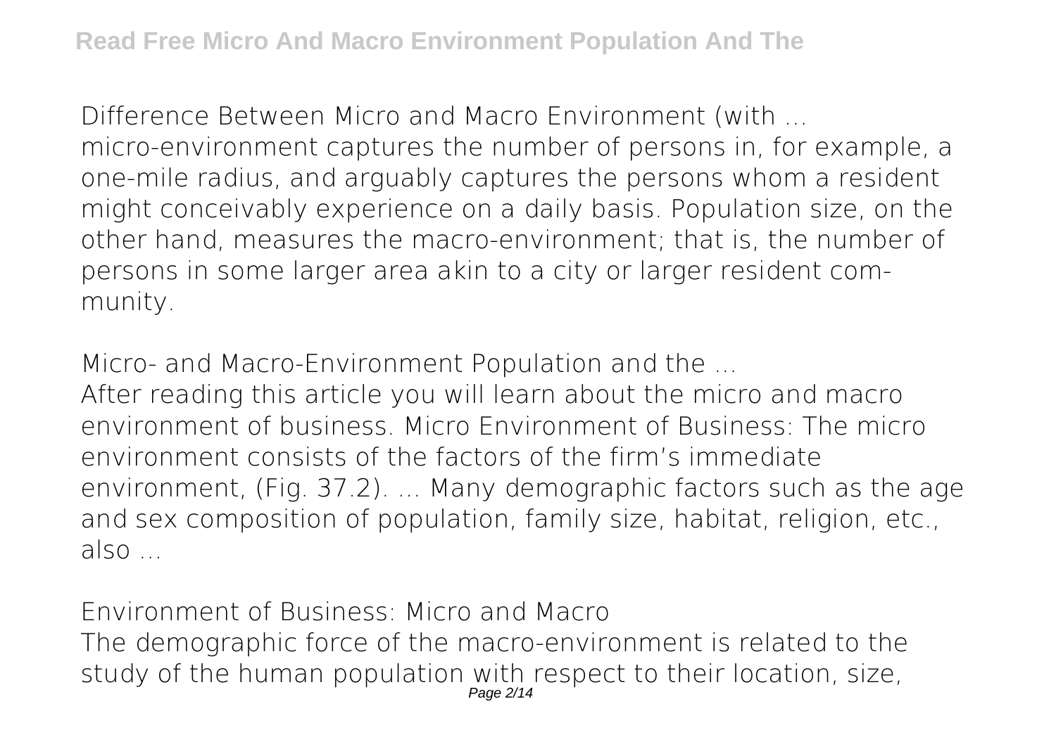**Difference Between Micro and Macro Environment (with ...**

micro-environment captures the number of persons in, for example, a one-mile radius, and arguably captures the persons whom a resident might conceivably experience on a daily basis. Population size, on the other hand, measures the macro-environment; that is, the number of persons in some larger area akin to a city or larger resident community.

**Micro- and Macro-Environment Population and the ...**

After reading this article you will learn about the micro and macro environment of business. Micro Environment of Business: The micro environment consists of the factors of the firm's immediate environment, (Fig. 37.2). ... Many demographic factors such as the age and sex composition of population, family size, habitat, religion, etc., also ...

**Environment of Business: Micro and Macro**

The demographic force of the macro-environment is related to the study of the human population with respect to their location, size,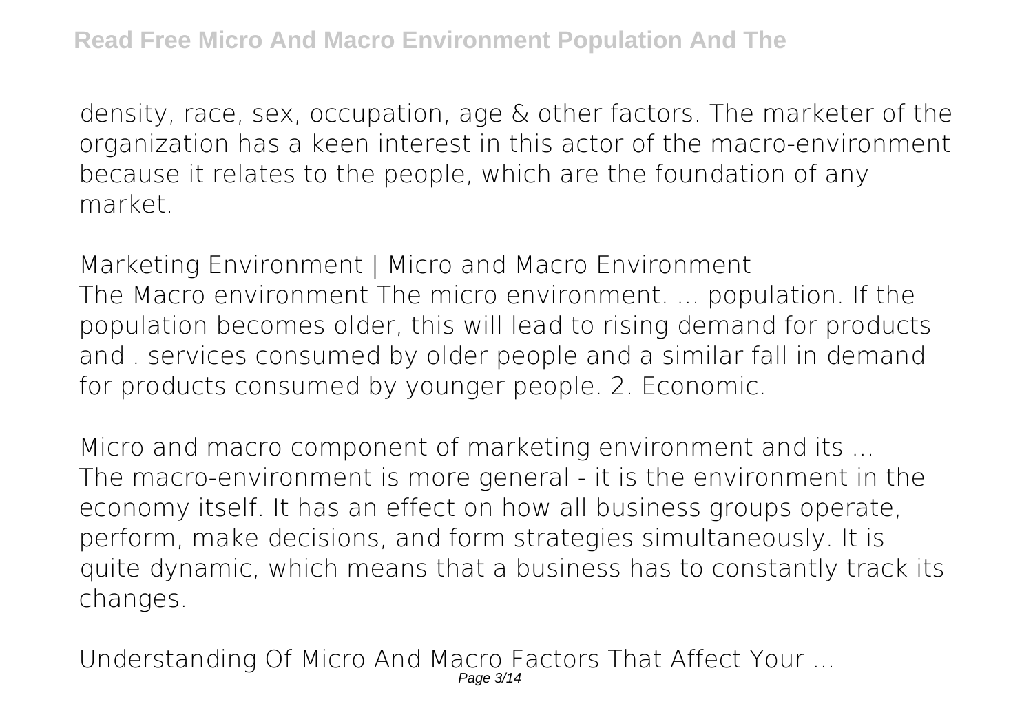density, race, sex, occupation, age & other factors. The marketer of the organization has a keen interest in this actor of the macro-environment because it relates to the people, which are the foundation of any market.

**Marketing Environment | Micro and Macro Environment**

The Macro environment The micro environment. ... population. If the population becomes older, this will lead to rising demand for products and . services consumed by older people and a similar fall in demand for products consumed by younger people. 2. Economic.

**Micro and macro component of marketing environment and its ...**

The macro-environment is more general - it is the environment in the economy itself. It has an effect on how all business groups operate, perform, make decisions, and form strategies simultaneously. It is quite dynamic, which means that a business has to constantly track its changes.

**Understanding Of Micro And Macro Factors That Affect Your ...**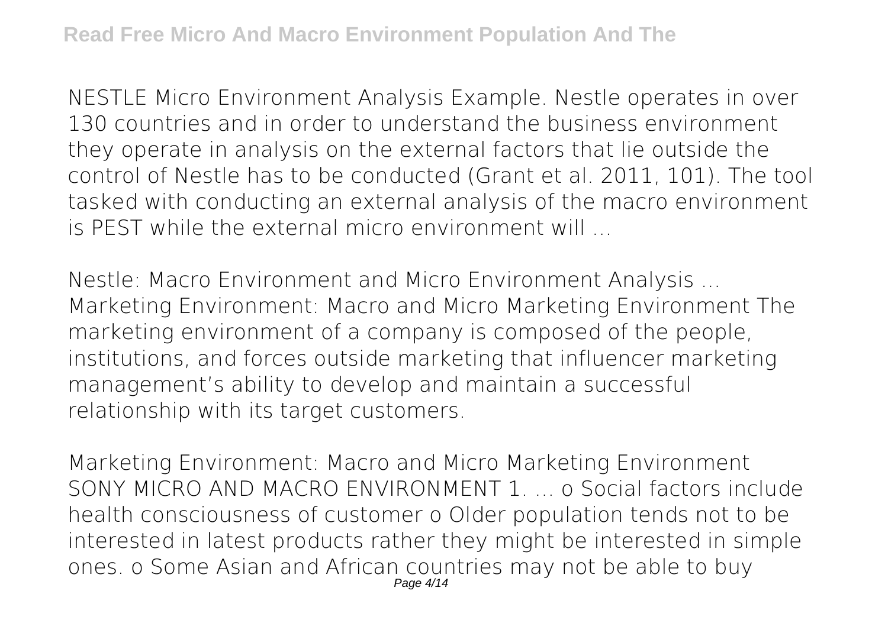NESTLE Micro Environment Analysis Example. Nestle operates in over 130 countries and in order to understand the business environment they operate in analysis on the external factors that lie outside the control of Nestle has to be conducted (Grant et al. 2011, 101). The tool tasked with conducting an external analysis of the macro environment is PEST while the external micro environment will ...

Nestle: Macro Environment and Micro Environment Analysis ...
Marketing Environment: Macro and Micro Marketing Environment The marketing environment of a company is composed of the people, institutions, and forces outside marketing that influencer marketing management's ability to develop and maintain a successful relationship with its target customers.

Marketing Environment: Macro and Micro Marketing Environment
SONY MICRO AND MACRO ENVIRONMENT 1. ... o Social factors include health consciousness of customer o Older population tends not to be interested in latest products rather they might be interested in simple ones. o Some Asian and African countries may not be able to buy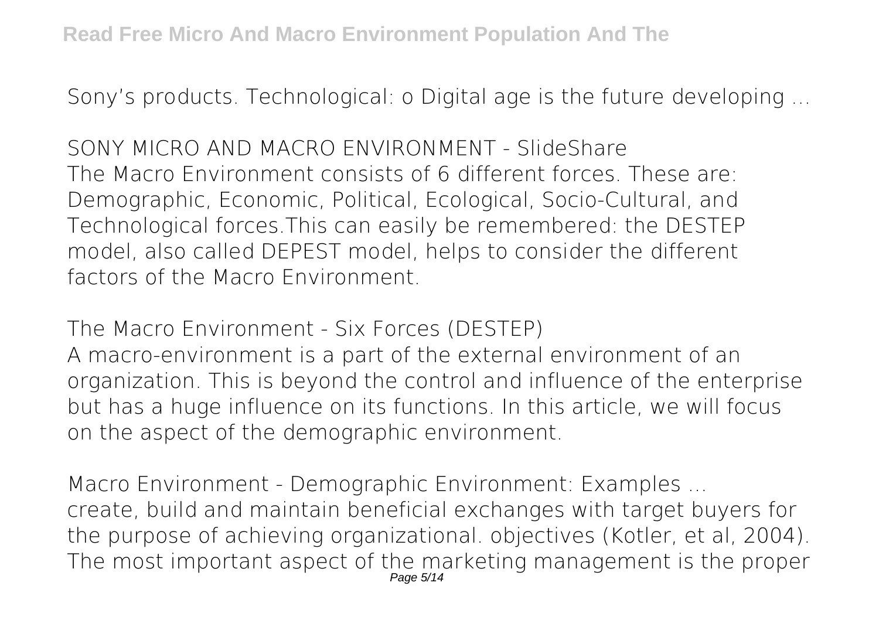Sony's products. Technological: o Digital age is the future developing ...

**SONY MICRO AND MACRO ENVIRONMENT - SlideShare**

The Macro Environment consists of 6 different forces. These are: Demographic, Economic, Political, Ecological, Socio-Cultural, and Technological forces.This can easily be remembered: the DESTEP model, also called DEPEST model, helps to consider the different factors of the Macro Environment.

**The Macro Environment - Six Forces (DESTEP)**

A macro-environment is a part of the external environment of an organization. This is beyond the control and influence of the enterprise but has a huge influence on its functions. In this article, we will focus on the aspect of the demographic environment.

**Macro Environment - Demographic Environment: Examples ...**

create, build and maintain beneficial exchanges with target buyers for the purpose of achieving organizational. objectives (Kotler, et al, 2004). The most important aspect of the marketing management is the proper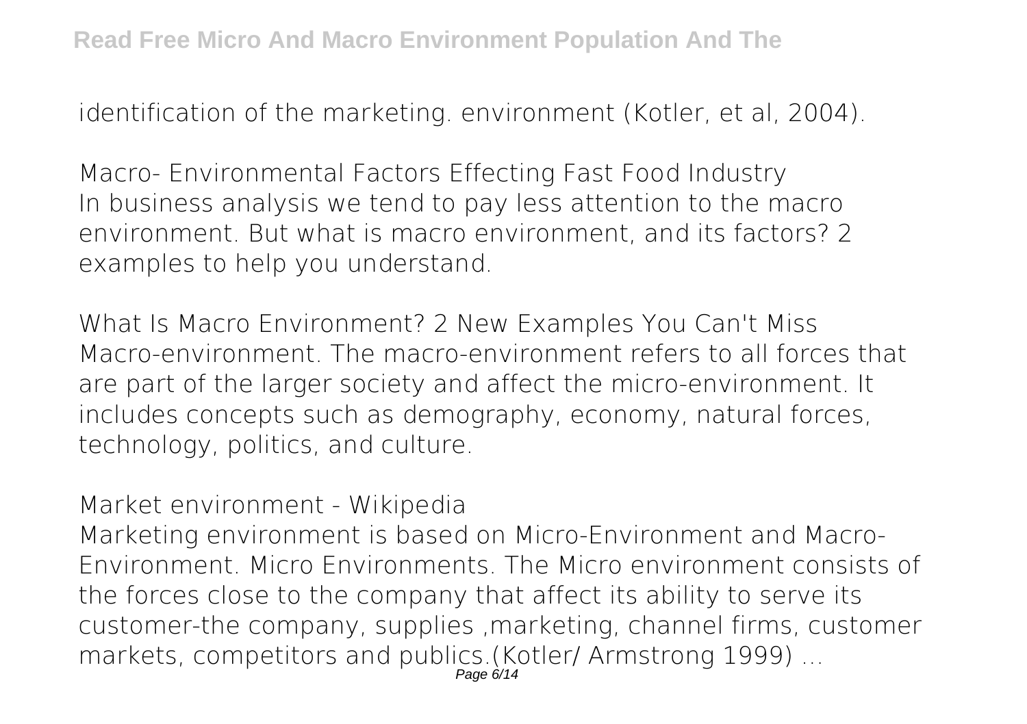identification of the marketing. environment (Kotler, et al, 2004).

**Macro- Environmental Factors Effecting Fast Food Industry**

In business analysis we tend to pay less attention to the macro environment. But what is macro environment, and its factors? 2 examples to help you understand.

**What Is Macro Environment? 2 New Examples You Can't Miss**

Macro-environment. The macro-environment refers to all forces that are part of the larger society and affect the micro-environment. It includes concepts such as demography, economy, natural forces, technology, politics, and culture.

**Market environment - Wikipedia**

Marketing environment is based on Micro-Environment and Macro-Environment. Micro Environments. The Micro environment consists of the forces close to the company that affect its ability to serve its customer-the company, supplies ,marketing, channel firms, customer markets, competitors and publics.(Kotler/ Armstrong 1999) ...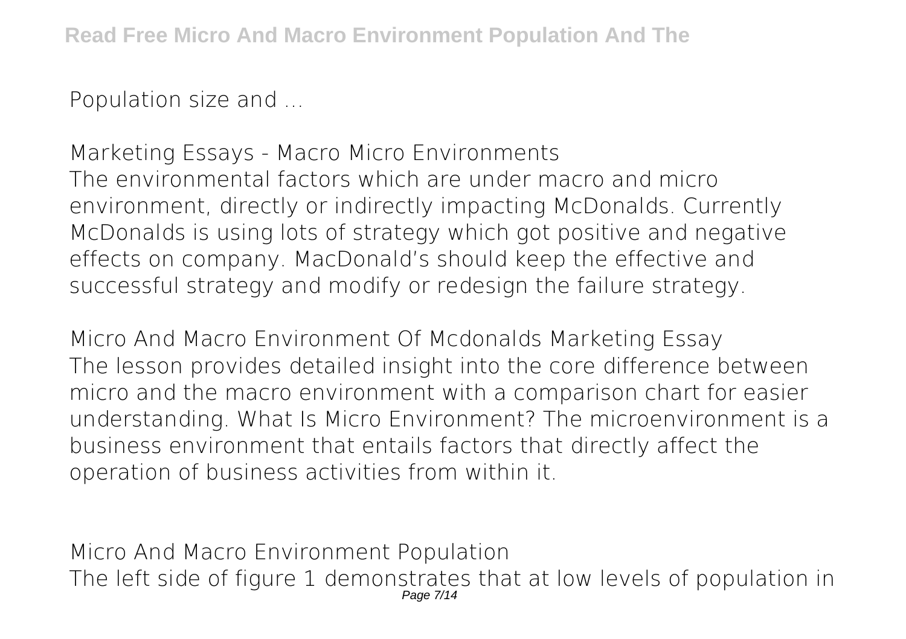Population size and ...

**Marketing Essays - Macro Micro Environments**
The environmental factors which are under macro and micro environment, directly or indirectly impacting McDonalds. Currently McDonalds is using lots of strategy which got positive and negative effects on company. MacDonald's should keep the effective and successful strategy and modify or redesign the failure strategy.

**Micro And Macro Environment Of Mcdonalds Marketing Essay**
The lesson provides detailed insight into the core difference between micro and the macro environment with a comparison chart for easier understanding. What Is Micro Environment? The microenvironment is a business environment that entails factors that directly affect the operation of business activities from within it.

**Micro And Macro Environment Population**
The left side of figure 1 demonstrates that at low levels of population in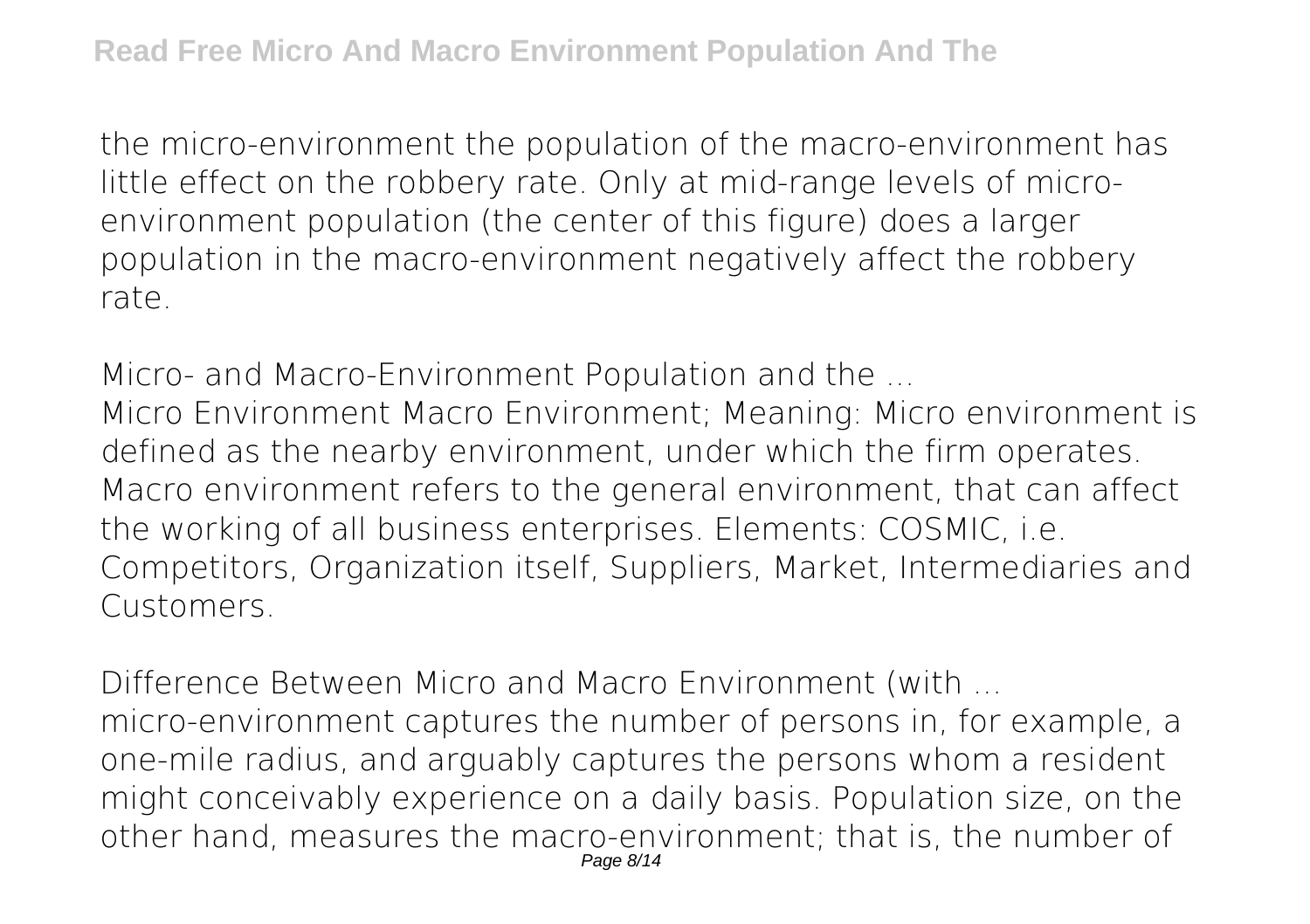the micro-environment the population of the macro-environment has little effect on the robbery rate. Only at mid-range levels of micro-environment population (the center of this figure) does a larger population in the macro-environment negatively affect the robbery rate.

Micro- and Macro-Environment Population and the ...

Micro Environment Macro Environment; Meaning: Micro environment is defined as the nearby environment, under which the firm operates. Macro environment refers to the general environment, that can affect the working of all business enterprises. Elements: COSMIC, i.e. Competitors, Organization itself, Suppliers, Market, Intermediaries and Customers.

Difference Between Micro and Macro Environment (with ...

micro-environment captures the number of persons in, for example, a one-mile radius, and arguably captures the persons whom a resident might conceivably experience on a daily basis. Population size, on the other hand, measures the macro-environment; that is, the number of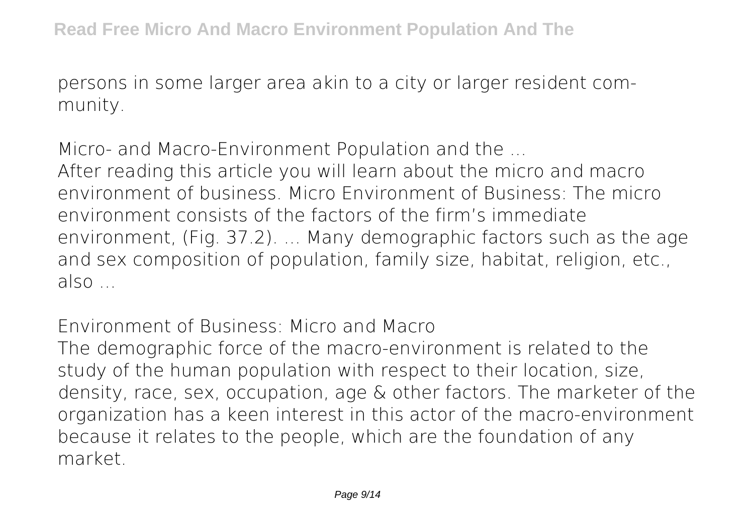persons in some larger area akin to a city or larger resident community.

**Micro- and Macro-Environment Population and the ...**

After reading this article you will learn about the micro and macro environment of business. Micro Environment of Business: The micro environment consists of the factors of the firm's immediate environment, (Fig. 37.2). ... Many demographic factors such as the age and sex composition of population, family size, habitat, religion, etc., also ...

**Environment of Business: Micro and Macro**

The demographic force of the macro-environment is related to the study of the human population with respect to their location, size, density, race, sex, occupation, age & other factors. The marketer of the organization has a keen interest in this actor of the macro-environment because it relates to the people, which are the foundation of any market.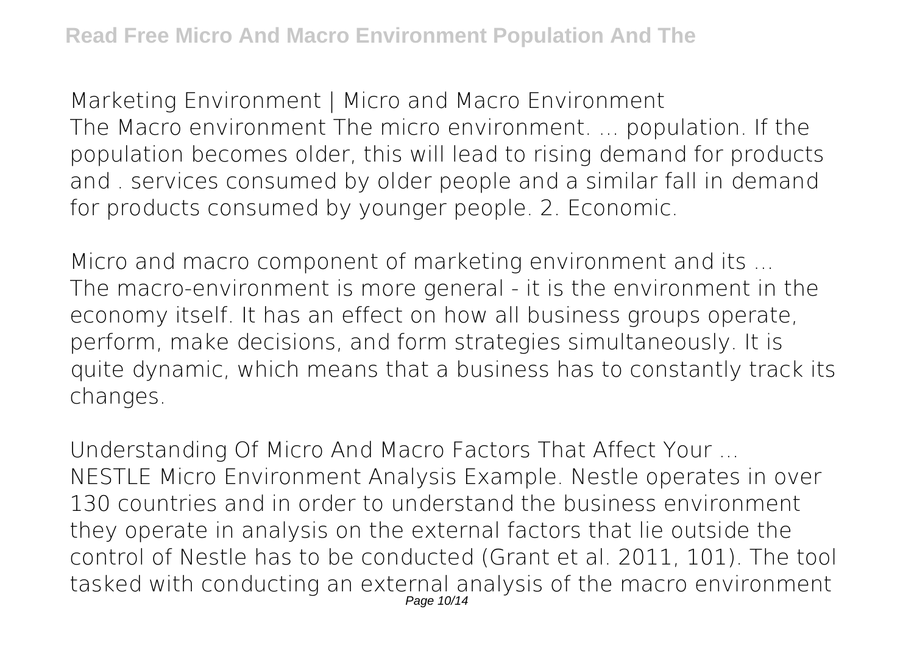Marketing Environment | Micro and Macro Environment

The Macro environment The micro environment. ... population. If the population becomes older, this will lead to rising demand for products and . services consumed by older people and a similar fall in demand for products consumed by younger people. 2. Economic.

Micro and macro component of marketing environment and its ...

The macro-environment is more general - it is the environment in the economy itself. It has an effect on how all business groups operate, perform, make decisions, and form strategies simultaneously. It is quite dynamic, which means that a business has to constantly track its changes.

Understanding Of Micro And Macro Factors That Affect Your ...

NESTLE Micro Environment Analysis Example. Nestle operates in over 130 countries and in order to understand the business environment they operate in analysis on the external factors that lie outside the control of Nestle has to be conducted (Grant et al. 2011, 101). The tool tasked with conducting an external analysis of the macro environment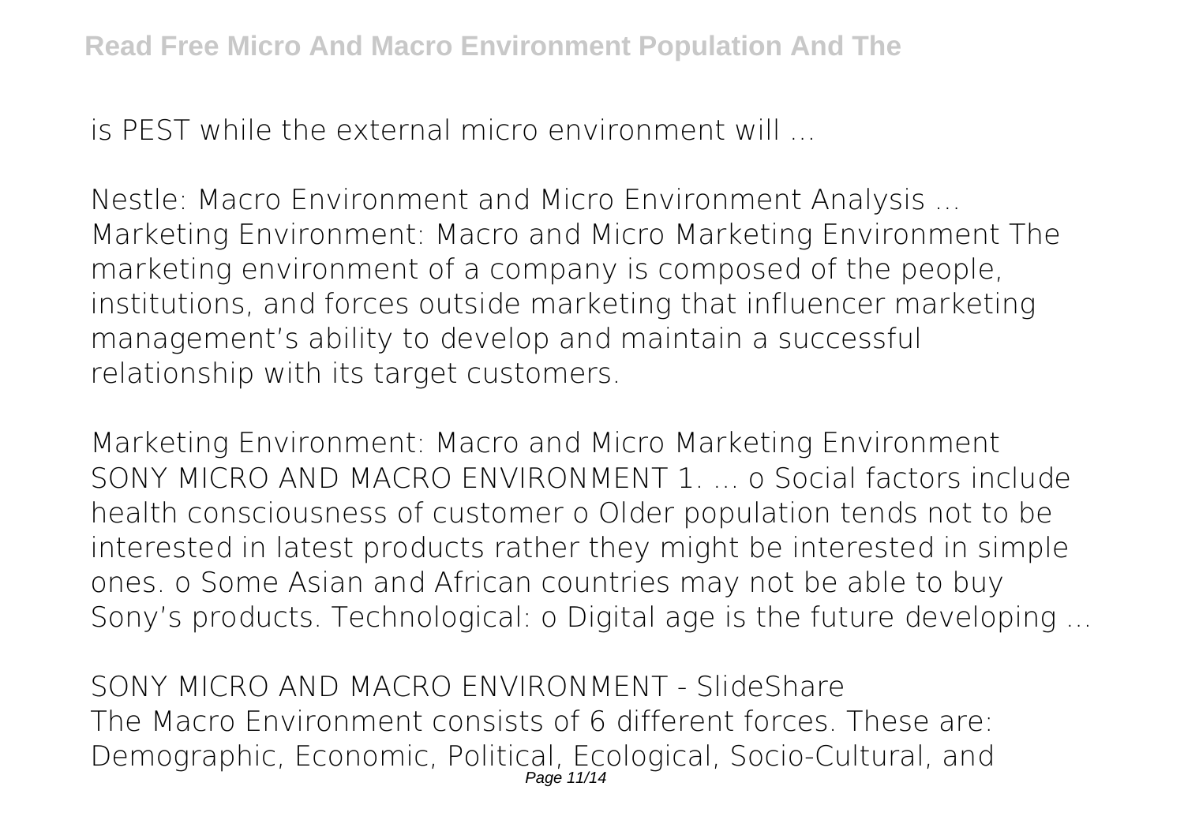is PEST while the external micro environment will ...

Nestle: Macro Environment and Micro Environment Analysis ...
Marketing Environment: Macro and Micro Marketing Environment The marketing environment of a company is composed of the people, institutions, and forces outside marketing that influencer marketing management's ability to develop and maintain a successful relationship with its target customers.

Marketing Environment: Macro and Micro Marketing Environment
SONY MICRO AND MACRO ENVIRONMENT 1. ... o Social factors include health consciousness of customer o Older population tends not to be interested in latest products rather they might be interested in simple ones. o Some Asian and African countries may not be able to buy Sony's products. Technological: o Digital age is the future developing ...

SONY MICRO AND MACRO ENVIRONMENT - SlideShare
The Macro Environment consists of 6 different forces. These are: Demographic, Economic, Political, Ecological, Socio-Cultural, and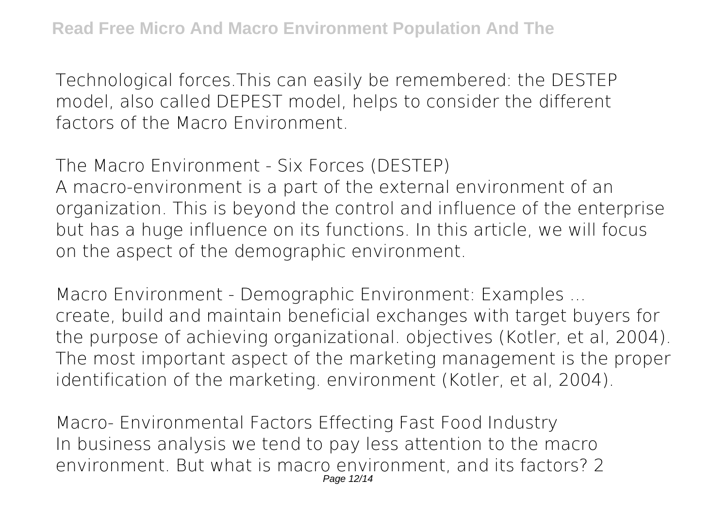Technological forces.This can easily be remembered: the DESTEP model, also called DEPEST model, helps to consider the different factors of the Macro Environment.

**The Macro Environment - Six Forces (DESTEP)**
A macro-environment is a part of the external environment of an organization. This is beyond the control and influence of the enterprise but has a huge influence on its functions. In this article, we will focus on the aspect of the demographic environment.

**Macro Environment - Demographic Environment: Examples ...**
create, build and maintain beneficial exchanges with target buyers for the purpose of achieving organizational. objectives (Kotler, et al, 2004). The most important aspect of the marketing management is the proper identification of the marketing. environment (Kotler, et al, 2004).

**Macro- Environmental Factors Effecting Fast Food Industry**
In business analysis we tend to pay less attention to the macro environment. But what is macro environment, and its factors? 2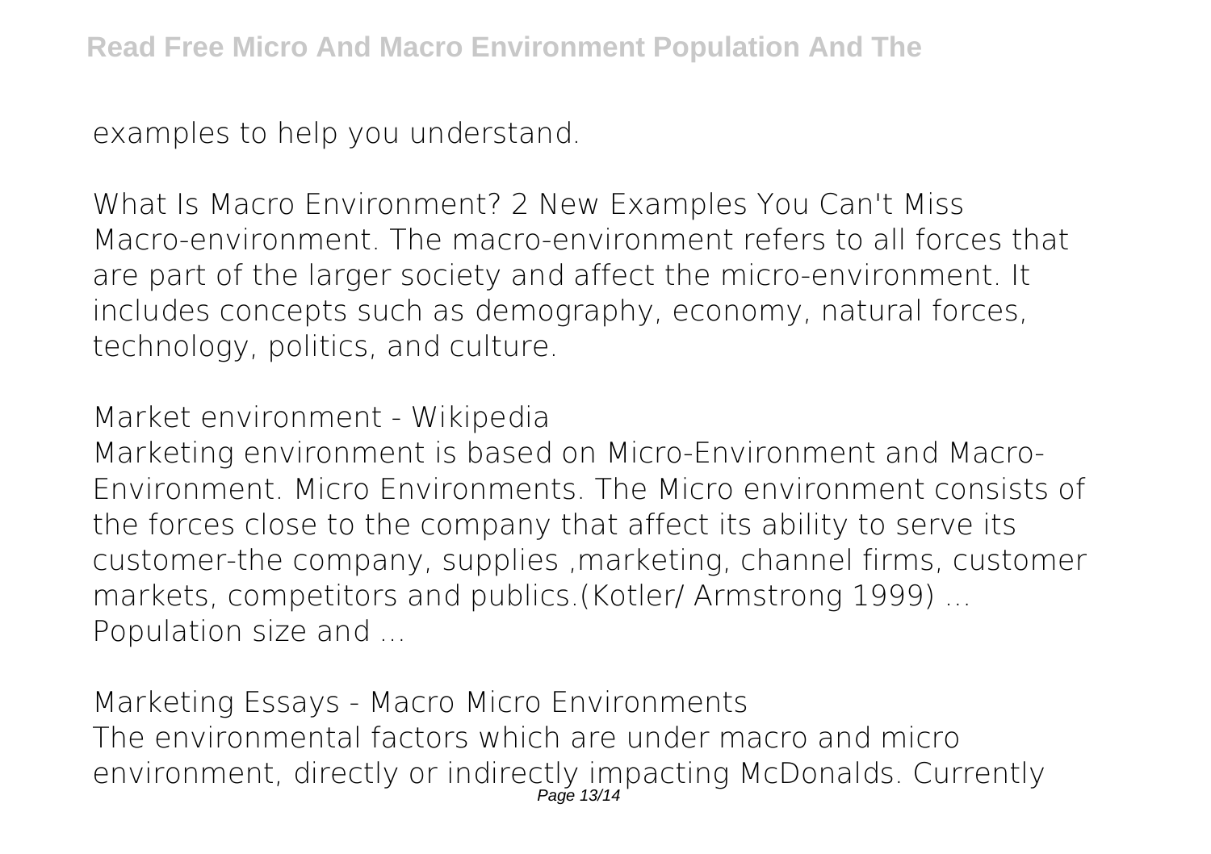examples to help you understand.

What Is Macro Environment? 2 New Examples You Can't Miss
Macro-environment. The macro-environment refers to all forces that are part of the larger society and affect the micro-environment. It includes concepts such as demography, economy, natural forces, technology, politics, and culture.

Market environment - Wikipedia
Marketing environment is based on Micro-Environment and Macro-Environment. Micro Environments. The Micro environment consists of the forces close to the company that affect its ability to serve its customer-the company, supplies ,marketing, channel firms, customer markets, competitors and publics.(Kotler/ Armstrong 1999) ... Population size and ...

Marketing Essays - Macro Micro Environments
The environmental factors which are under macro and micro environment, directly or indirectly impacting McDonalds. Currently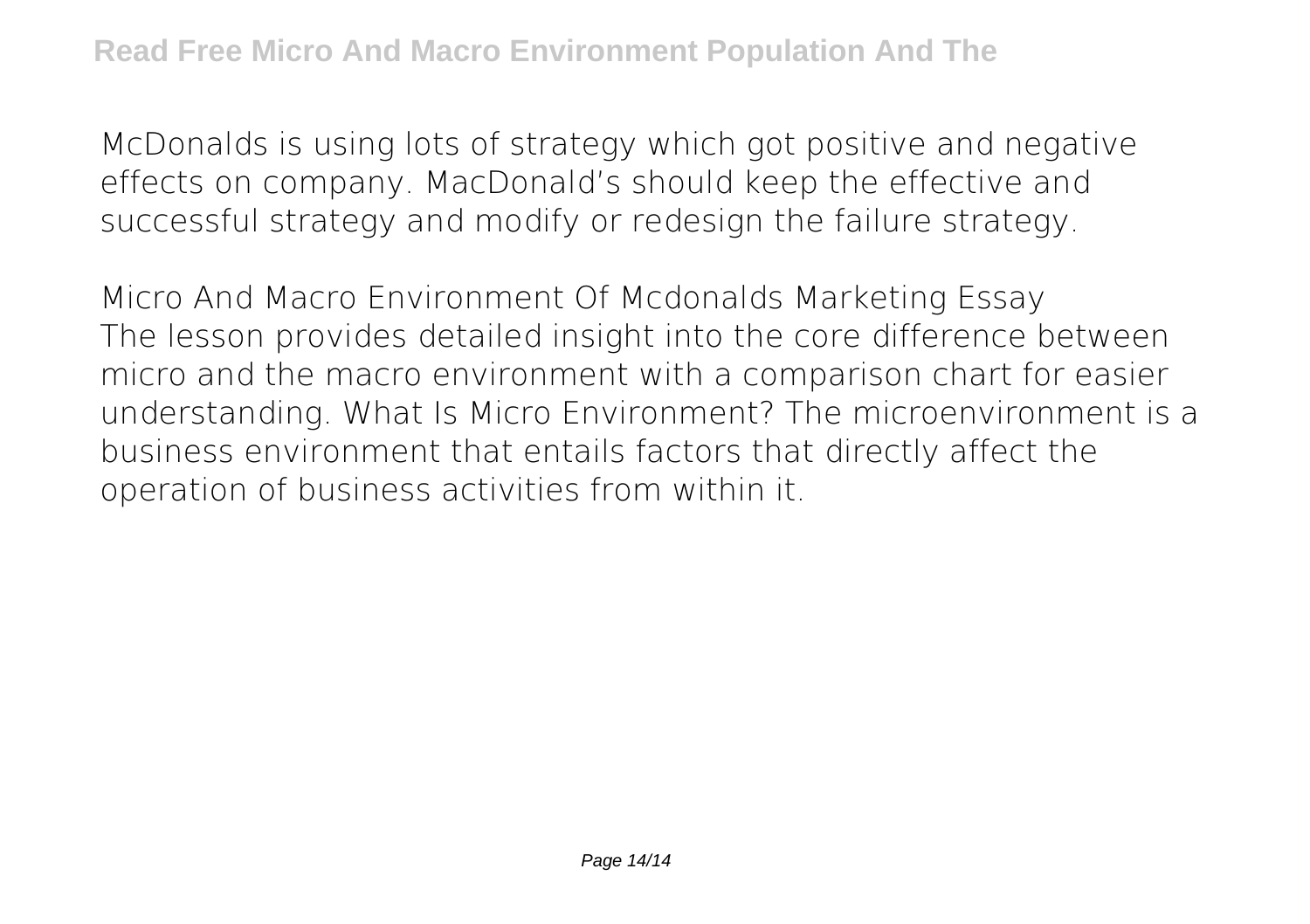McDonalds is using lots of strategy which got positive and negative effects on company. MacDonald's should keep the effective and successful strategy and modify or redesign the failure strategy.

Micro And Macro Environment Of Mcdonalds Marketing Essay
The lesson provides detailed insight into the core difference between micro and the macro environment with a comparison chart for easier understanding. What Is Micro Environment? The microenvironment is a business environment that entails factors that directly affect the operation of business activities from within it.